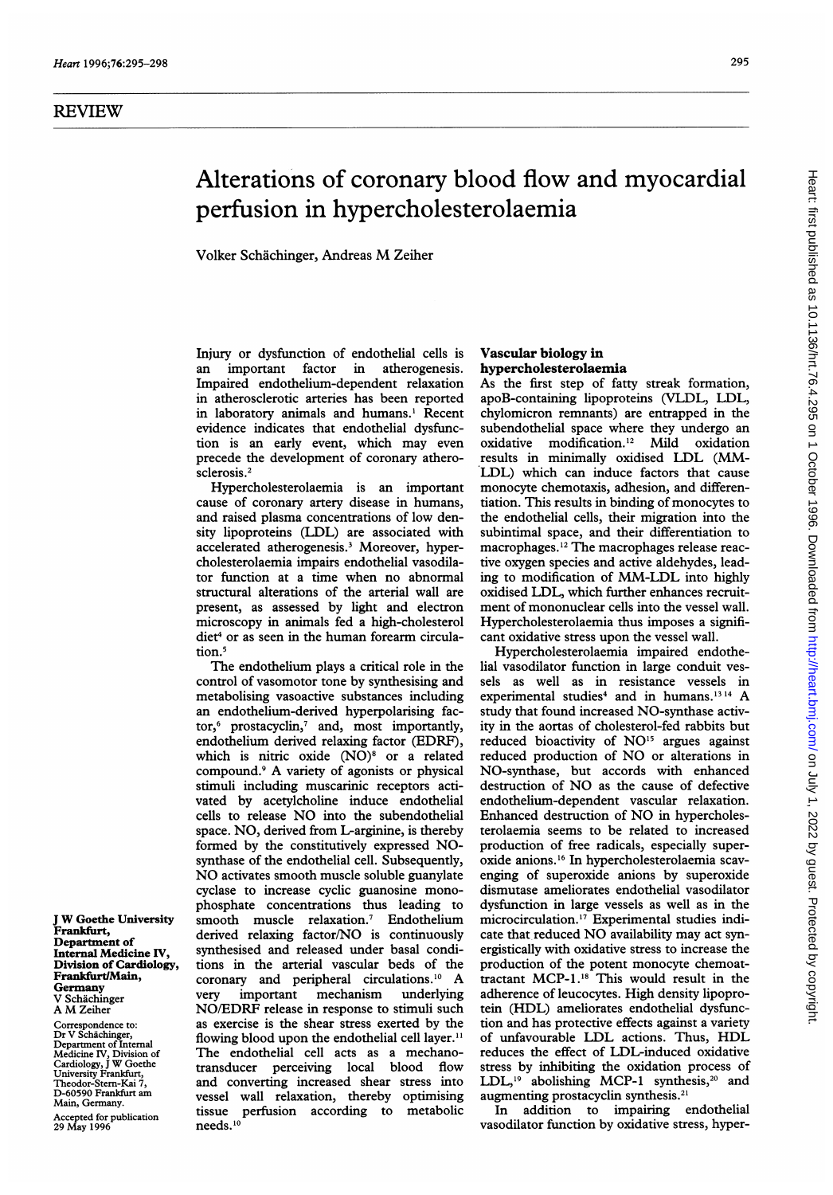REVIEW

# Alterations of coronary blood flow and myocardial perfusion in hypercholesterolaemia

Volker Schächinger, Andreas M Zeiher

Injury or dysfunction of endothelial cells is an important factor in atherogenesis. Impaired endothelium-dependent relaxation in atherosclerotic arteries has been reported in laboratory animals and humans.[1] Recent evidence indicates that endothelial dysfunction is an early event, which may even precede the development of coronary atherosclerosis.[2]

Hypercholesterolaemia is an important cause of coronary artery disease in humans, and raised plasma concentrations of low density lipoproteins (LDL) are associated with accelerated atherogenesis.[3] Moreover, hypercholesterolaemia impairs endothelial vasodilator function at a time when no abnormal structural alterations of the arterial wall are present, as assessed by light and electron microscopy in animals fed a high-cholesterol diet[4] or as seen in the human forearm circulation.[5]

The endothelium plays a critical role in the control of vasomotor tone by synthesising and metabolising vasoactive substances including an endothelium-derived hyperpolarising factor,[6] prostacyclin,[7] and, most importantly, endothelium derived relaxing factor (EDRF), which is nitric oxide (NO)[8] or a related compound.[9] A variety of agonists or physical stimuli including muscarinic receptors activated by acetylcholine induce endothelial cells to release NO into the subendothelial space. NO, derived from L-arginine, is thereby formed by the constitutively expressed NO-synthase of the endothelial cell. Subsequently, NO activates smooth muscle soluble guanylate cyclase to increase cyclic guanosine monophosphate concentrations thus leading to smooth muscle relaxation.[7] Endothelium derived relaxing factor/NO is continuously synthesised and released under basal conditions in the arterial vascular beds of the coronary and peripheral circulations.[10] A very important mechanism underlying NO/EDRF release in response to stimuli such as exercise is the shear stress exerted by the flowing blood upon the endothelial cell layer.[11] The endothelial cell acts as a mechanotransducer perceiving local blood flow and converting increased shear stress into vessel wall relaxation, thereby optimising tissue perfusion according to metabolic needs.[10]

## Vascular biology in hypercholesterolaemia

As the first step of fatty streak formation, apoB-containing lipoproteins (VLDL, LDL, chylomicron remnants) are entrapped in the subendothelial space where they undergo an oxidative modification.[12] Mild oxidation results in minimally oxidised LDL (MM-LDL) which can induce factors that cause monocyte chemotaxis, adhesion, and differentiation. This results in binding of monocytes to the endothelial cells, their migration into the subintimal space, and their differentiation to macrophages.[12] The macrophages release reactive oxygen species and active aldehydes, leading to modification of MM-LDL into highly oxidised LDL, which further enhances recruitment of mononuclear cells into the vessel wall. Hypercholesterolaemia thus imposes a significant oxidative stress upon the vessel wall.

Hypercholesterolaemia impaired endothelial vasodilator function in large conduit vessels as well as in resistance vessels in experimental studies[4] and in humans.[13,14] A study that found increased NO-synthase activity in the aortas of cholesterol-fed rabbits but reduced bioactivity of NO[15] argues against reduced production of NO or alterations in NO-synthase, but accords with enhanced destruction of NO as the cause of defective endothelium-dependent vascular relaxation. Enhanced destruction of NO in hypercholesterolaemia seems to be related to increased production of free radicals, especially superoxide anions.[16] In hypercholesterolaemia scavenging of superoxide anions by superoxide dismutase ameliorates endothelial vasodilator dysfunction in large vessels as well as in the microcirculation.[17] Experimental studies indicate that reduced NO availability may act synergistically with oxidative stress to increase the production of the potent monocyte chemoattractant MCP-1.[18] This would result in the adherence of leucocytes. High density lipoprotein (HDL) ameliorates endothelial dysfunction and has protective effects against a variety of unfavourable LDL actions. Thus, HDL reduces the effect of LDL-induced oxidative stress by inhibiting the oxidation process of LDL,[19] abolishing MCP-1 synthesis,[20] and augmenting prostacyclin synthesis.[21]

In addition to impairing endothelial vasodilator function by oxidative stress, hyper-

J W Goethe University Frankfurt, Department of Internal Medicine IV, Division of Cardiology, Frankfurt/Main, Germany
V Schächinger
A M Zeiher

Correspondence to: Dr V Schächinger, Department of Internal Medicine IV, Division of Cardiology, J W Goethe University Frankfurt, Theodor-Stern-Kai 7, D-60590 Frankfurt am Main, Germany.

Accepted for publication 29 May 1996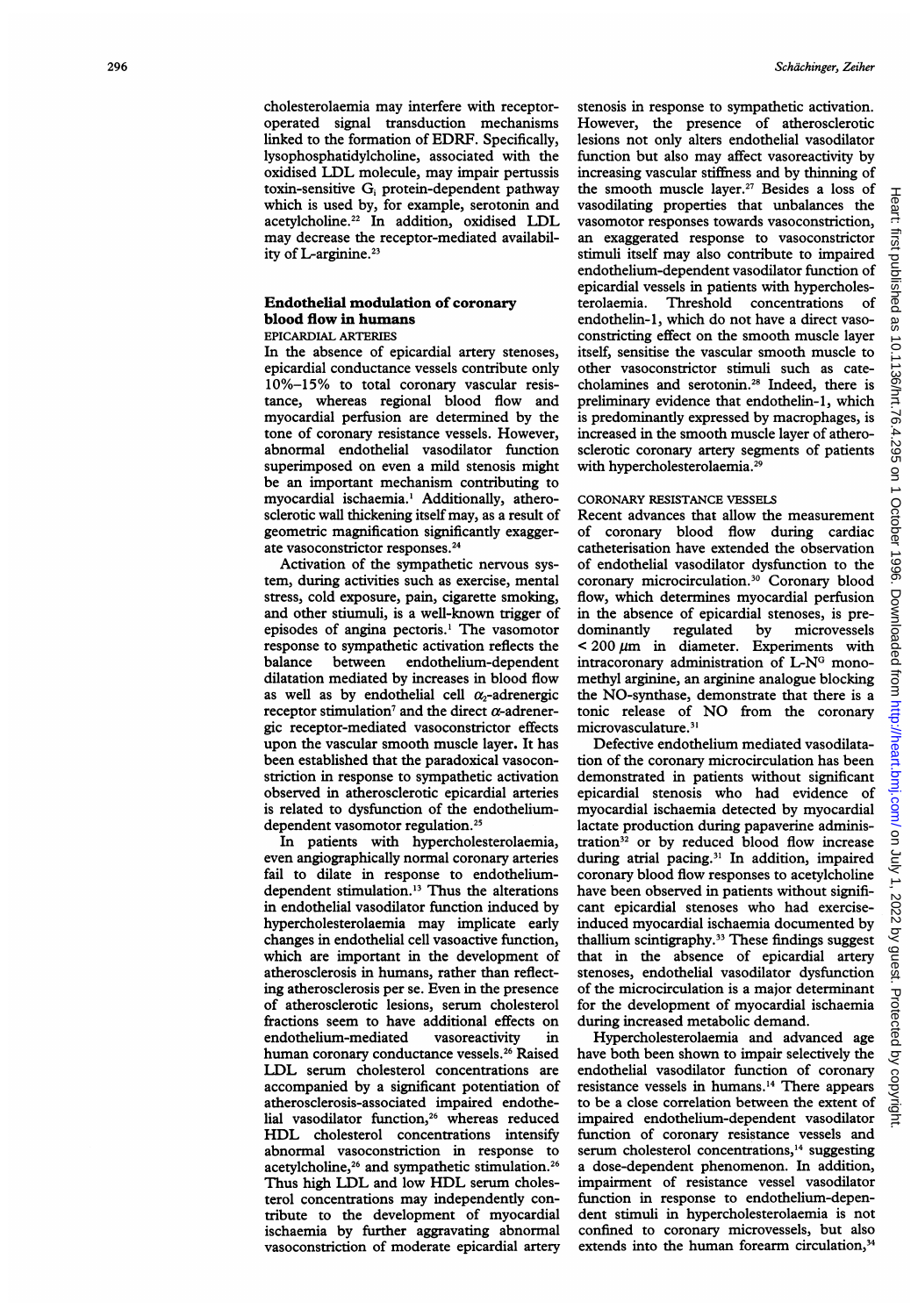cholesterolaemia may interfere with receptor-operated signal transduction mechanisms linked to the formation of EDRF. Specifically, lysophosphatidylcholine, associated with the oxidised LDL molecule, may impair pertussis toxin-sensitive $G_i$ protein-dependent pathway which is used by, for example, serotonin and acetylcholine.[22] In addition, oxidised LDL may decrease the receptor-mediated availability of L-arginine.[23]

## Endothelial modulation of coronary blood flow in humans

### EPICARDIAL ARTERIES

In the absence of epicardial artery stenoses, epicardial conductance vessels contribute only 10%–15% to total coronary vascular resistance, whereas regional blood flow and myocardial perfusion are determined by the tone of coronary resistance vessels. However, abnormal endothelial vasodilator function superimposed on even a mild stenosis might be an important mechanism contributing to myocardial ischaemia.[1] Additionally, atherosclerotic wall thickening itself may, as a result of geometric magnification significantly exaggerate vasoconstrictor responses.[24]

Activation of the sympathetic nervous system, during activities such as exercise, mental stress, cold exposure, pain, cigarette smoking, and other stiumuli, is a well-known trigger of episodes of angina pectoris.[1] The vasomotor response to sympathetic activation reflects the balance between endothelium-dependent dilatation mediated by increases in blood flow as well as by endothelial cell $\alpha_2$-adrenergic receptor stimulation[7] and the direct $\alpha$-adrenergic receptor-mediated vasoconstrictor effects upon the vascular smooth muscle layer. It has been established that the paradoxical vasoconstriction in response to sympathetic activation observed in atherosclerotic epicardial arteries is related to dysfunction of the endothelium-dependent vasomotor regulation.[25]

In patients with hypercholesterolaemia, even angiographically normal coronary arteries fail to dilate in response to endothelium-dependent stimulation.[13] Thus the alterations in endothelial vasodilator function induced by hypercholesterolaemia may implicate early changes in endothelial cell vasoactive function, which are important in the development of atherosclerosis in humans, rather than reflecting atherosclerosis per se. Even in the presence of atherosclerotic lesions, serum cholesterol fractions seem to have additional effects on endothelium-mediated vasoreactivity in human coronary conductance vessels.[26] Raised LDL serum cholesterol concentrations are accompanied by a significant potentiation of atherosclerosis-associated impaired endothelial vasodilator function,[26] whereas reduced HDL cholesterol concentrations intensify abnormal vasoconstriction in response to acetylcholine,[26] and sympathetic stimulation.[26] Thus high LDL and low HDL serum cholesterol concentrations may independently contribute to the development of myocardial ischaemia by further aggravating abnormal vasoconstriction of moderate epicardial artery stenosis in response to sympathetic activation. However, the presence of atherosclerotic lesions not only alters endothelial vasodilator function but also may affect vasoreactivity by increasing vascular stiffness and by thinning of the smooth muscle layer.[27] Besides a loss of vasodilating properties that unbalances the vasomotor responses towards vasoconstriction, an exaggerated response to vasoconstrictor stimuli itself may also contribute to impaired endothelium-dependent vasodilator function of epicardial vessels in patients with hypercholesterolaemia. Threshold concentrations of endothelin-1, which do not have a direct vasoconstricting effect on the smooth muscle layer itself, sensitise the vascular smooth muscle to other vasoconstrictor stimuli such as catecholamines and serotonin.[28] Indeed, there is preliminary evidence that endothelin-1, which is predominantly expressed by macrophages, is increased in the smooth muscle layer of atherosclerotic coronary artery segments of patients with hypercholesterolaemia.[29]

### CORONARY RESISTANCE VESSELS

Recent advances that allow the measurement of coronary blood flow during cardiac catheterisation have extended the observation of endothelial vasodilator dysfunction to the coronary microcirculation.[30] Coronary blood flow, which determines myocardial perfusion in the absence of epicardial stenoses, is predominantly regulated by microvessels $< 200\ \mu m$ in diameter. Experiments with intracoronary administration of L-$N^G$ monomethyl arginine, an arginine analogue blocking the NO-synthase, demonstrate that there is a tonic release of NO from the coronary microvasculature.[31]

Defective endothelium mediated vasodilatation of the coronary microcirculation has been demonstrated in patients without significant epicardial stenosis who had evidence of myocardial ischaemia detected by myocardial lactate production during papaverine administration[32] or by reduced blood flow increase during atrial pacing.[31] In addition, impaired coronary blood flow responses to acetylcholine have been observed in patients without significant epicardial stenoses who had exercise-induced myocardial ischaemia documented by thallium scintigraphy.[33] These findings suggest that in the absence of epicardial artery stenoses, endothelial vasodilator dysfunction of the microcirculation is a major determinant for the development of myocardial ischaemia during increased metabolic demand.

Hypercholesterolaemia and advanced age have both been shown to impair selectively the endothelial vasodilator function of coronary resistance vessels in humans.[14] There appears to be a close correlation between the extent of impaired endothelium-dependent vasodilator function of coronary resistance vessels and serum cholesterol concentrations,[14] suggesting a dose-dependent phenomenon. In addition, impairment of resistance vessel vasodilator function in response to endothelium-dependent stimuli in hypercholesterolaemia is not confined to coronary microvessels, but also extends into the human forearm circulation,[34]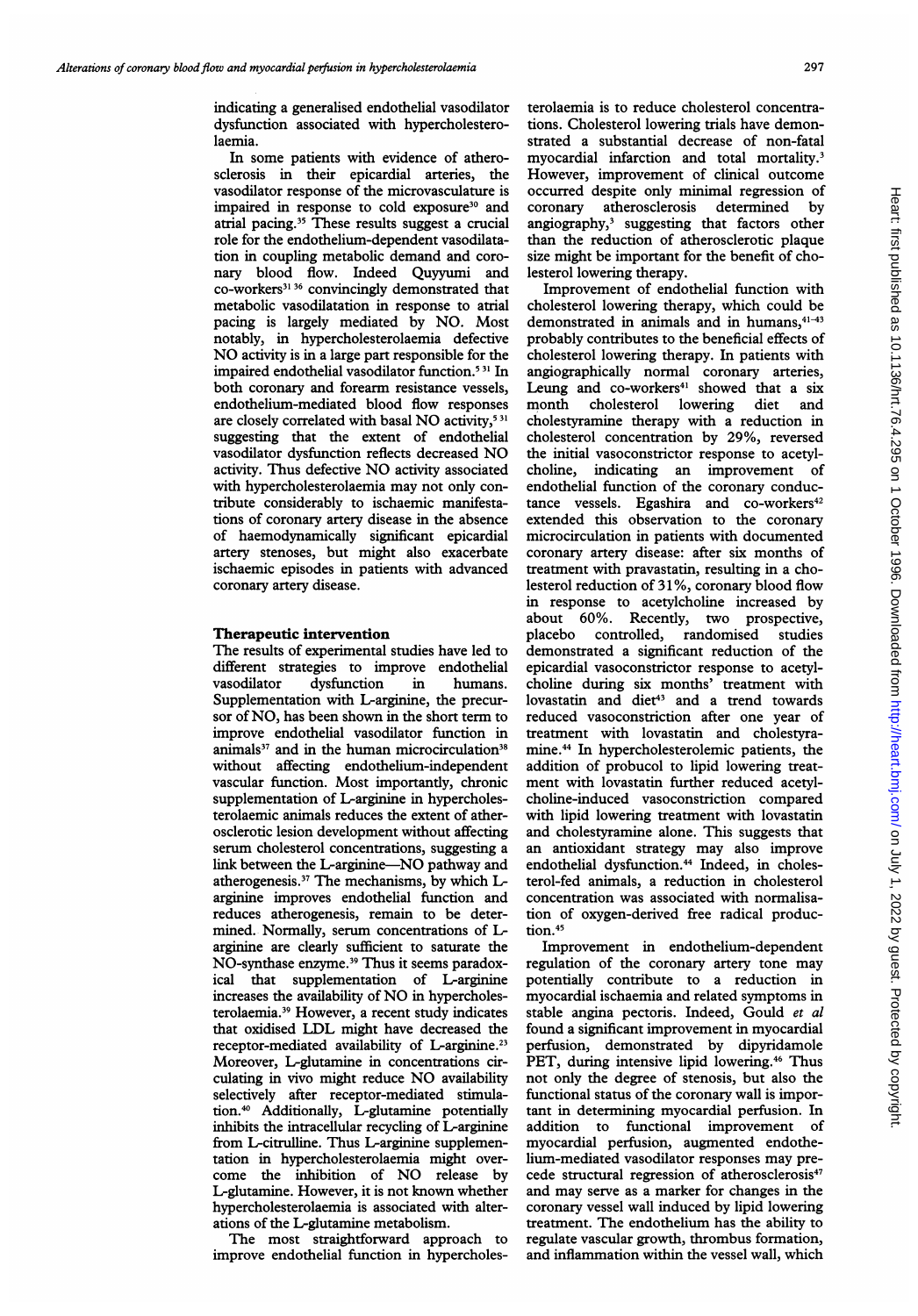indicating a generalised endothelial vasodilator dysfunction associated with hypercholesterolaemia.

In some patients with evidence of atherosclerosis in their epicardial arteries, the vasodilator response of the microvasculature is impaired in response to cold exposure[30] and atrial pacing.[35] These results suggest a crucial role for the endothelium-dependent vasodilatation in coupling metabolic demand and coronary blood flow. Indeed Quyyumi and co-workers[31 36] convincingly demonstrated that metabolic vasodilatation in response to atrial pacing is largely mediated by NO. Most notably, in hypercholesterolaemia defective NO activity is in a large part responsible for the impaired endothelial vasodilator function.[5 31] In both coronary and forearm resistance vessels, endothelium-mediated blood flow responses are closely correlated with basal NO activity,[5 31] suggesting that the extent of endothelial vasodilator dysfunction reflects decreased NO activity. Thus defective NO activity associated with hypercholesterolaemia may not only contribute considerably to ischaemic manifestations of coronary artery disease in the absence of haemodynamically significant epicardial artery stenoses, but might also exacerbate ischaemic episodes in patients with advanced coronary artery disease.

## Therapeutic intervention

The results of experimental studies have led to different strategies to improve endothelial vasodilator dysfunction in humans. Supplementation with L-arginine, the precursor of NO, has been shown in the short term to improve endothelial vasodilator function in animals[37] and in the human microcirculation[38] without affecting endothelium-independent vascular function. Most importantly, chronic supplementation of L-arginine in hypercholesterolaemic animals reduces the extent of atherosclerotic lesion development without affecting serum cholesterol concentrations, suggesting a link between the L-arginine—NO pathway and atherogenesis.[37] The mechanisms, by which L-arginine improves endothelial function and reduces atherogenesis, remain to be determined. Normally, serum concentrations of L-arginine are clearly sufficient to saturate the NO-synthase enzyme.[39] Thus it seems paradoxical that supplementation of L-arginine increases the availability of NO in hypercholesterolaemia.[39] However, a recent study indicates that oxidised LDL might have decreased the receptor-mediated availability of L-arginine.[23] Moreover, L-glutamine in concentrations circulating in vivo might reduce NO availability selectively after receptor-mediated stimulation.[40] Additionally, L-glutamine potentially inhibits the intracellular recycling of L-arginine from L-citrulline. Thus L-arginine supplementation in hypercholesterolaemia might overcome the inhibition of NO release by L-glutamine. However, it is not known whether hypercholesterolaemia is associated with alterations of the L-glutamine metabolism.

The most straightforward approach to improve endothelial function in hypercholesterolaemia is to reduce cholesterol concentrations. Cholesterol lowering trials have demonstrated a substantial decrease of non-fatal myocardial infarction and total mortality.[3] However, improvement of clinical outcome occurred despite only minimal regression of coronary atherosclerosis determined by angiography,[3] suggesting that factors other than the reduction of atherosclerotic plaque size might be important for the benefit of cholesterol lowering therapy.

Improvement of endothelial function with cholesterol lowering therapy, which could be demonstrated in animals and in humans,[41–43] probably contributes to the beneficial effects of cholesterol lowering therapy. In patients with angiographically normal coronary arteries, Leung and co-workers[41] showed that a six month cholesterol lowering diet and cholestyramine therapy with a reduction in cholesterol concentration by 29%, reversed the initial vasoconstrictor response to acetylcholine, indicating an improvement of endothelial function of the coronary conductance vessels. Egashira and co-workers[42] extended this observation to the coronary microcirculation in patients with documented coronary artery disease: after six months of treatment with pravastatin, resulting in a cholesterol reduction of 31%, coronary blood flow in response to acetylcholine increased by about 60%. Recently, two prospective, placebo controlled, randomised studies demonstrated a significant reduction of the epicardial vasoconstrictor response to acetylcholine during six months' treatment with lovastatin and diet[43] and a trend towards reduced vasoconstriction after one year of treatment with lovastatin and cholestyramine.[44] In hypercholesterolemic patients, the addition of probucol to lipid lowering treatment with lovastatin further reduced acetylcholine-induced vasoconstriction compared with lipid lowering treatment with lovastatin and cholestyramine alone. This suggests that an antioxidant strategy may also improve endothelial dysfunction.[44] Indeed, in cholesterol-fed animals, a reduction in cholesterol concentration was associated with normalisation of oxygen-derived free radical production.[45]

Improvement in endothelium-dependent regulation of the coronary artery tone may potentially contribute to a reduction in myocardial ischaemia and related symptoms in stable angina pectoris. Indeed, Gould *et al* found a significant improvement in myocardial perfusion, demonstrated by dipyridamole PET, during intensive lipid lowering.[46] Thus not only the degree of stenosis, but also the functional status of the coronary wall is important in determining myocardial perfusion. In addition to functional improvement of myocardial perfusion, augmented endothelium-mediated vasodilator responses may precede structural regression of atherosclerosis[47] and may serve as a marker for changes in the coronary vessel wall induced by lipid lowering treatment. The endothelium has the ability to regulate vascular growth, thrombus formation, and inflammation within the vessel wall, which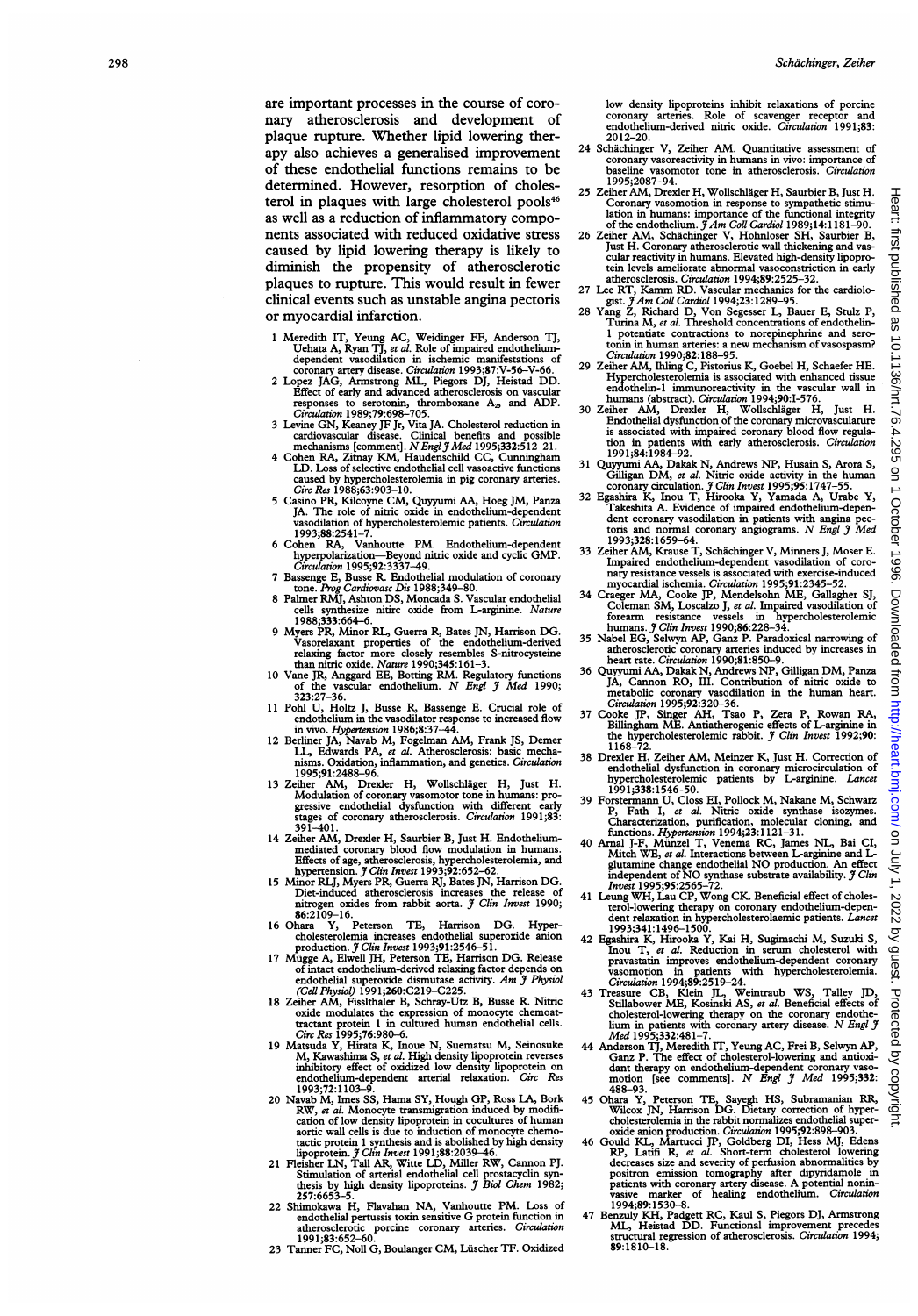are important processes in the course of coronary atherosclerosis and development of plaque rupture. Whether lipid lowering therapy also achieves a generalised improvement of these endothelial functions remains to be determined. However, resorption of cholesterol in plaques with large cholesterol pools[46] as well as a reduction of inflammatory components associated with reduced oxidative stress caused by lipid lowering therapy is likely to diminish the propensity of atherosclerotic plaques to rupture. This would result in fewer clinical events such as unstable angina pectoris or myocardial infarction.

1. Meredith IT, Yeung AC, Weidinger FF, Anderson TJ, Uehata A, Ryan TJ, *et al*. Role of impaired endothelium-dependent vasodilation in ischemic manifestations of coronary artery disease. *Circulation* 1993;87:V-56–V-66.
2. Lopez JAG, Armstrong ML, Piegors DJ, Heistad DD. Effect of early and advanced atherosclerosis on vascular responses to serotonin, thromboxane $A_2$, and ADP. *Circulation* 1989;79:698–705.
3. Levine GN, Keaney JF Jr, Vita JA. Cholesterol reduction in cardiovascular disease. Clinical benefits and possible mechanisms [comment]. *N Engl J Med* 1995;332:512–21.
4. Cohen RA, Zitnay KM, Haudenschild CC, Cunningham LD. Loss of selective endothelial cell vasoactive functions caused by hypercholesterolemia in pig coronary arteries. *Circ Res* 1988;63:903–10.
5. Casino PR, Kilcoyne CM, Quyyumi AA, Hoeg JM, Panza JA. The role of nitric oxide in endothelium-dependent vasodilation of hypercholesterolemic patients. *Circulation* 1993;88:2541–7.
6. Cohen RA, Vanhoutte PM. Endothelium-dependent hyperpolarization—Beyond nitric oxide and cyclic GMP. *Circulation* 1995;92:3337–49.
7. Bassenge E, Busse R. Endothelial modulation of coronary tone. *Prog Cardiovasc Dis* 1988;349–80.
8. Palmer RMJ, Ashton DS, Moncada S. Vascular endothelial cells synthesize nitric oxide from L-arginine. *Nature* 1988;333:664–6.
9. Myers PR, Minor RL, Guerra R, Bates JN, Harrison DG. Vasorelaxant properties of the endothelium-derived relaxing factor more closely resembles S-nitrocysteine than nitric oxide. *Nature* 1990;345:161–3.
10. Vane JR, Anggard EE, Botting RM. Regulatory functions of the vascular endothelium. *N Engl J Med* 1990; 323:27–36.
11. Pohl U, Holtz J, Busse R, Bassenge E. Crucial role of endothelium in the vasodilator response to increased flow in vivo. *Hypertension* 1986;8:37–44.
12. Berliner JA, Navab M, Fogelman AM, Frank JS, Demer LL, Edwards PA, *et al*. Atherosclerosis: basic mechanisms. Oxidation, inflammation, and genetics. *Circulation* 1995;91:2488–96.
13. Zeiher AM, Drexler H, Wollschläger H, Just H. Modulation of coronary vasomotor tone in humans: progressive endothelial dysfunction with different early stages of coronary atherosclerosis. *Circulation* 1991;83: 391–401.
14. Zeiher AM, Drexler H, Saurbier B, Just H. Endothelium-mediated coronary blood flow modulation in humans. Effects of age, atherosclerosis, hypercholesterolemia, and hypertension. *J Clin Invest* 1993;92:652–62.
15. Minor RLJ, Myers PR, Guerra RJ, Bates JN, Harrison DG. Diet-induced atherosclerosis increases the release of nitrogen oxides from rabbit aorta. *J Clin Invest* 1990; 86:2109–16.
16. Ohara Y, Peterson TE, Harrison DG. Hypercholesterolemia increases endothelial superoxide anion production. *J Clin Invest* 1993;91:2546–51.
17. Mügge A, Elwell JH, Peterson TE, Harrison DG. Release of intact endothelium-derived relaxing factor depends on endothelial superoxide dismutase activity. *Am J Physiol (Cell Physiol)* 1991;260:C219–C225.
18. Zeiher AM, Fisslthaler B, Schray-Utz B, Busse R. Nitric oxide modulates the expression of monocyte chemoattractant protein 1 in cultured human endothelial cells. *Circ Res* 1995;76:980–6.
19. Matsuda Y, Hirata K, Inoue N, Suematsu M, Seinosuke M, Kawashima S, *et al*. High density lipoprotein reverses inhibitory effect of oxidized low density lipoprotein on endothelium-dependent arterial relaxation. *Circ Res* 1993;72:1103–9.
20. Navab M, Imes SS, Hama SY, Hough GP, Ross LA, Bork RW, *et al*. Monocyte transmigration induced by modification of low density lipoprotein in cocultures of human aortic wall cells is due to induction of monocyte chemotactic protein 1 synthesis and is abolished by high density lipoprotein. *J Clin Invest* 1991;88:2039–46.
21. Fleisher LN, Tall AR, Witte LD, Miller RW, Cannon PJ. Stimulation of arterial endothelial cell prostacyclin synthesis by high density lipoproteins. *J Biol Chem* 1982; 257:6653–5.
22. Shimokawa H, Flavahan NA, Vanhoutte PM. Loss of endothelial pertussis toxin sensitive G protein function in atherosclerotic porcine coronary arteries. *Circulation* 1991;83:652–60.
23. Tanner FC, Noll G, Boulanger CM, Lüscher TF. Oxidized low density lipoproteins inhibit relaxations of porcine coronary arteries. Role of scavenger receptor and endothelium-derived nitric oxide. *Circulation* 1991;83: 2012–20.
24. Schächinger V, Zeiher AM. Quantitative assessment of coronary vasoreactivity in humans in vivo: importance of baseline vasomotor tone in atherosclerosis. *Circulation* 1995;2087–94.
25. Zeiher AM, Drexler H, Wollschläger H, Saurbier B, Just H. Coronary vasomotion in response to sympathetic stimulation in humans: importance of the functional integrity of the endothelium. *J Am Coll Cardiol* 1989;14:1181–90.
26. Zeiher AM, Schächinger V, Hohnloser SH, Saurbier B, Just H. Coronary atherosclerotic wall thickening and vascular reactivity in humans. Elevated high-density lipoprotein levels ameliorate abnormal vasoconstriction in early atherosclerosis. *Circulation* 1994;89:2525–32.
27. Lee RT, Kamm RD. Vascular mechanics for the cardiologist. *J Am Coll Cardiol* 1994;23:1289–95.
28. Yang Z, Richard D, Von Segesser L, Bauer E, Stulz P, Turina M, *et al*. Threshold concentrations of endothelin-1 potentiate contractions to norepinephrine and serotonin in human arteries: a new mechanism of vasospasm? *Circulation* 1990;82:188–95.
29. Zeiher AM, Ihling C, Pistorius K, Goebel H, Schaefer HE. Hypercholesterolemia is associated with enhanced tissue endothelin-1 immunoreactivity in the vascular wall in humans (abstract). *Circulation* 1994;90:I-576.
30. Zeiher AM, Drexler H, Wollschläger H, Just H. Endothelial dysfunction of the coronary microvasculature is associated with impaired coronary blood flow regulation in patients with early atherosclerosis. *Circulation* 1991;84:1984–92.
31. Quyyumi AA, Dakak N, Andrews NP, Husain S, Arora S, Gilligan DM, *et al*. Nitric oxide activity in the human coronary circulation. *J Clin Invest* 1995;95:1747–55.
32. Egashira K, Inou T, Hirooka Y, Yamada A, Urabe Y, Takeshita A. Evidence of impaired endothelium-dependent coronary vasodilation in patients with angina pectoris and normal coronary angiograms. *N Engl J Med* 1993;328:1659–64.
33. Zeiher AM, Krause T, Schächinger V, Minners J, Moser E. Impaired endothelium-dependent vasodilation of coronary resistance vessels is associated with exercise-induced myocardial ischemia. *Circulation* 1995;91:2345–52.
34. Creager MA, Cooke JP, Mendelsohn ME, Gallagher SJ, Coleman SM, Loscalzo J, *et al*. Impaired vasodilation of forearm resistance vessels in hypercholesterolemic humans. *J Clin Invest* 1990;86:228–34.
35. Nabel EG, Selwyn AP, Ganz P. Paradoxical narrowing of atherosclerotic coronary arteries induced by increases in heart rate. *Circulation* 1990;81:850–9.
36. Quyyumi AA, Dakak N, Andrews NP, Gilligan DM, Panza JA, Cannon RO, III. Contribution of nitric oxide to metabolic coronary vasodilation in the human heart. *Circulation* 1995;92:320–36.
37. Cooke JP, Singer AH, Tsao P, Zera P, Rowan RA, Billingham ME. Antiatherogenic effects of L-arginine in the hypercholesterolemic rabbit. *J Clin Invest* 1992;90: 1168–72.
38. Drexler H, Zeiher AM, Meinzer K, Just H. Correction of endothelial dysfunction in coronary microcirculation of hypercholesterolemic patients by L-arginine. *Lancet* 1991;338:1546–50.
39. Forstermann U, Closs EI, Pollock M, Nakane M, Schwarz P, Fath I, *et al*. Nitric oxide synthase isozymes. Characterization, purification, molecular cloning, and functions. *Hypertension* 1994;23:1121–31.
40. Arnal J-F, Münzel T, Venema RC, James NL, Bai CI, Mitch WE, *et al*. Interactions between L-arginine and L-glutamine change endothelial NO production. An effect independent of NO synthase substrate availability. *J Clin Invest* 1995;95:2565–72.
41. Leung WH, Lau CP, Wong CK. Beneficial effect of cholesterol-lowering therapy on coronary endothelium-dependent relaxation in hypercholesterolaemic patients. *Lancet* 1993;341:1496–1500.
42. Egashira K, Hirooka Y, Kai H, Sugimachi M, Suzuki S, Inou T, *et al*. Reduction in serum cholesterol with pravastatin improves endothelium-dependent coronary vasomotion in patients with hypercholesterolemia. *Circulation* 1994;89:2519–24.
43. Treasure CB, Klein JL, Weintraub WS, Talley JD, Stillabower ME, Kosinski AS, *et al*. Beneficial effects of cholesterol-lowering therapy on the coronary endothelium in patients with coronary artery disease. *N Engl J Med* 1995;332:481–7.
44. Anderson TJ, Meredith IT, Yeung AC, Frei B, Selwyn AP, Ganz P. The effect of cholesterol-lowering and antioxidant therapy on endothelium-dependent coronary vasomotion [see comments]. *N Engl J Med* 1995;332: 488–93.
45. Ohara Y, Peterson TE, Sayegh HS, Subramanian RR, Wilcox JN, Harrison DG. Dietary correction of hypercholesterolemia in the rabbit normalizes endothelial superoxide anion production. *Circulation* 1995;92:898–903.
46. Gould KL, Martucci JP, Goldberg DI, Hess MJ, Edens RP, Latifi R, *et al*. Short-term cholesterol lowering decreases size and severity of perfusion abnormalities by positron emission tomography after dipyridamole in patients with coronary artery disease. A potential noninvasive marker of healing endothelium. *Circulation* 1994;89:1530–8.
47. Benzuly KH, Padgett RC, Kaul S, Piegors DJ, Armstrong ML, Heistad DD. Functional improvement precedes structural regression of atherosclerosis. *Circulation* 1994; 89:1810–18.